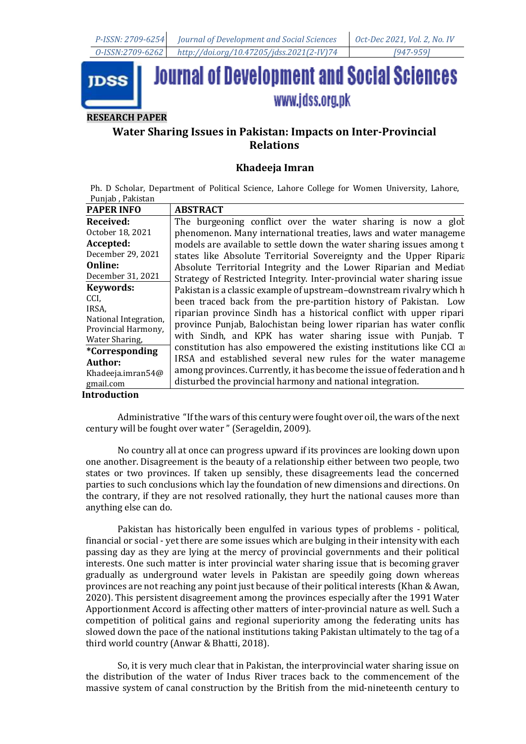**RESEARCH PAPER**

# Water Sharing Issues in Pakistan: Impacts on Inter-Provincial Relations

**Khadeeja Imran**

Ph. D Scholar, Department of Political Science, Lahore College for Women University, Lahore, Punjab , Pakistan

| PAPER INFO | ABSTRACT |
|---|---|
| **Received:** October 18, 2021 **Accepted:** December 29, 2021 **Online:** December 31, 2021 **Keywords:** CCI, IRSA, National Integration, Provincial Harmony, Water Sharing, ***Corresponding Author:** Khadeeja.imran54@gmail.com | The burgeoning conflict over the water sharing is now a glob phenomenon. Many international treaties, laws and water manageme models are available to settle down the water sharing issues among t states like Absolute Territorial Sovereignty and the Upper Riparia Absolute Territorial Integrity and the Lower Riparian and Mediat Strategy of Restricted Integrity. Inter-provincial water sharing issue Pakistan is a classic example of upstream–downstream rivalry which h been traced back from the pre-partition history of Pakistan. Low riparian province Sindh has a historical conflict with upper ripari province Punjab, Balochistan being lower riparian has water conflic with Sindh, and KPK has water sharing issue with Punjab. T constitution has also empowered the existing institutions like CCI a IRSA and established several new rules for the water manageme among provinces. Currently, it has become the issue of federation and h disturbed the provincial harmony and national integration. |

## Introduction

Administrative "If the wars of this century were fought over oil, the wars of the next century will be fought over water " (Serageldin, 2009).

No country all at once can progress upward if its provinces are looking down upon one another. Disagreement is the beauty of a relationship either between two people, two states or two provinces. If taken up sensibly, these disagreements lead the concerned parties to such conclusions which lay the foundation of new dimensions and directions. On the contrary, if they are not resolved rationally, they hurt the national causes more than anything else can do.

Pakistan has historically been engulfed in various types of problems - political, financial or social - yet there are some issues which are bulging in their intensity with each passing day as they are lying at the mercy of provincial governments and their political interests. One such matter is inter provincial water sharing issue that is becoming graver gradually as underground water levels in Pakistan are speedily going down whereas provinces are not reaching any point just because of their political interests (Khan & Awan, 2020). This persistent disagreement among the provinces especially after the 1991 Water Apportionment Accord is affecting other matters of inter-provincial nature as well. Such a competition of political gains and regional superiority among the federating units has slowed down the pace of the national institutions taking Pakistan ultimately to the tag of a third world country (Anwar & Bhatti, 2018).

So, it is very much clear that in Pakistan, the interprovincial water sharing issue on the distribution of the water of Indus River traces back to the commencement of the massive system of canal construction by the British from the mid-nineteenth century to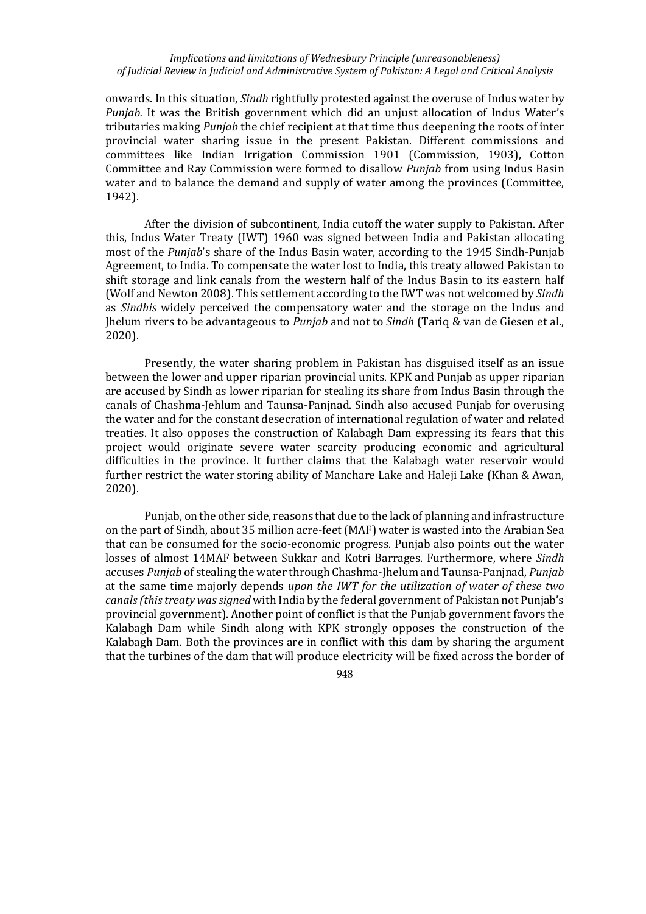onwards. In this situation, *Sindh* rightfully protested against the overuse of Indus water by *Punjab.* It was the British government which did an unjust allocation of Indus Water's tributaries making *Punjab* the chief recipient at that time thus deepening the roots of inter provincial water sharing issue in the present Pakistan. Different commissions and committees like Indian Irrigation Commission 1901 (Commission, 1903), Cotton Committee and Ray Commission were formed to disallow *Punjab* from using Indus Basin water and to balance the demand and supply of water among the provinces (Committee, 1942).

After the division of subcontinent, India cutoff the water supply to Pakistan. After this, Indus Water Treaty (IWT) 1960 was signed between India and Pakistan allocating most of the *Punjab*'s share of the Indus Basin water, according to the 1945 Sindh-Punjab Agreement, to India. To compensate the water lost to India, this treaty allowed Pakistan to shift storage and link canals from the western half of the Indus Basin to its eastern half (Wolf and Newton 2008). This settlement according to the IWT was not welcomed by *Sindh* as *Sindhis* widely perceived the compensatory water and the storage on the Indus and Jhelum rivers to be advantageous to *Punjab* and not to *Sindh* (Tariq & van de Giesen et al., 2020).

Presently, the water sharing problem in Pakistan has disguised itself as an issue between the lower and upper riparian provincial units. KPK and Punjab as upper riparian are accused by Sindh as lower riparian for stealing its share from Indus Basin through the canals of Chashma-Jehlum and Taunsa-Panjnad. Sindh also accused Punjab for overusing the water and for the constant desecration of international regulation of water and related treaties. It also opposes the construction of Kalabagh Dam expressing its fears that this project would originate severe water scarcity producing economic and agricultural difficulties in the province. It further claims that the Kalabagh water reservoir would further restrict the water storing ability of Manchare Lake and Haleji Lake (Khan & Awan, 2020).

Punjab, on the other side, reasons that due to the lack of planning and infrastructure on the part of Sindh, about 35 million acre-feet (MAF) water is wasted into the Arabian Sea that can be consumed for the socio-economic progress. Punjab also points out the water losses of almost 14MAF between Sukkar and Kotri Barrages. Furthermore, where *Sindh* accuses *Punjab* of stealing the water through Chashma-Jhelum and Taunsa-Panjnad, *Punjab* at the same time majorly depends *upon the IWT for the utilization of water of these two canals (this treaty was signed* with India by the federal government of Pakistan not Punjab's provincial government). Another point of conflict is that the Punjab government favors the Kalabagh Dam while Sindh along with KPK strongly opposes the construction of the Kalabagh Dam. Both the provinces are in conflict with this dam by sharing the argument that the turbines of the dam that will produce electricity will be fixed across the border of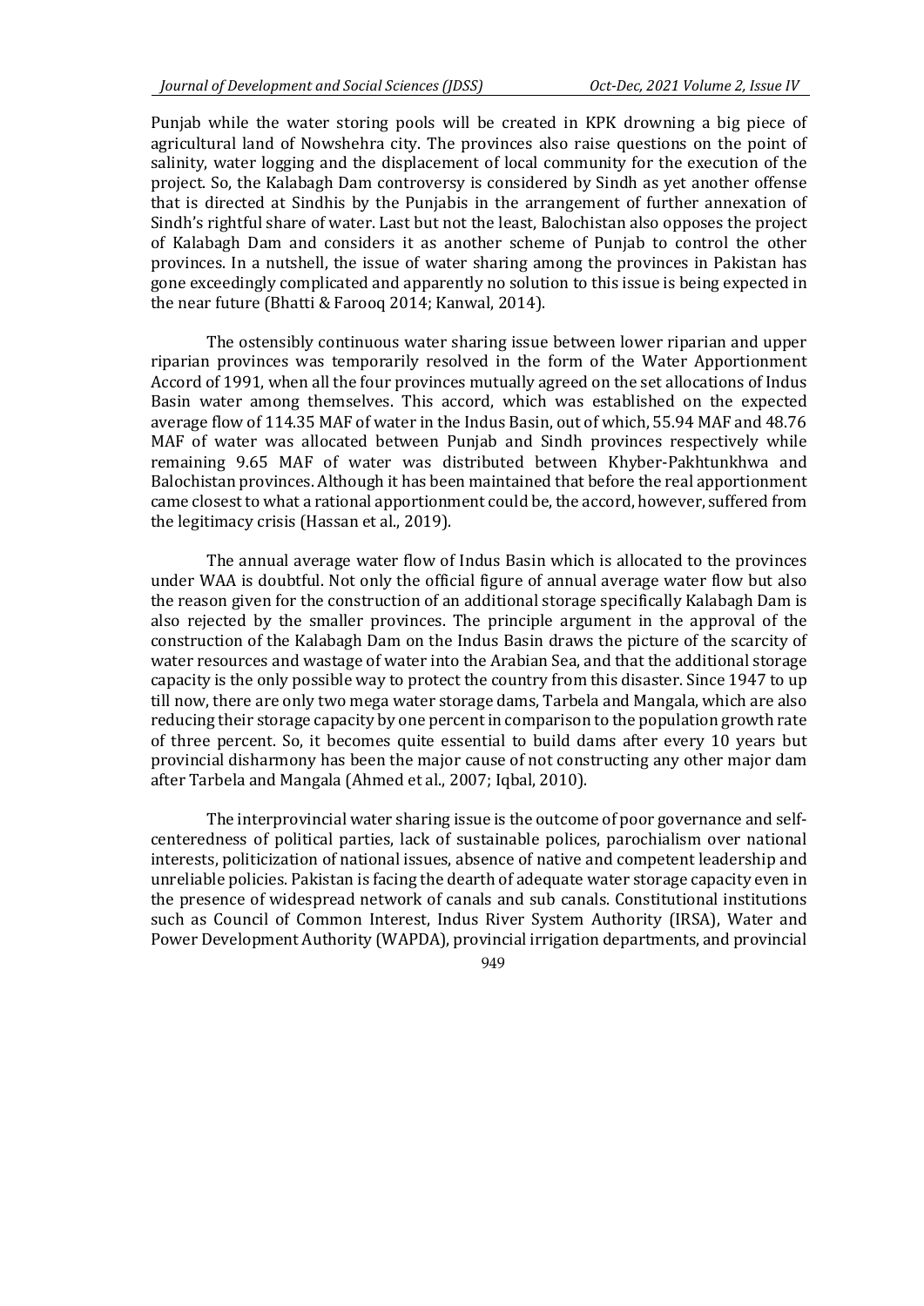Punjab while the water storing pools will be created in KPK drowning a big piece of agricultural land of Nowshehra city. The provinces also raise questions on the point of salinity, water logging and the displacement of local community for the execution of the project. So, the Kalabagh Dam controversy is considered by Sindh as yet another offense that is directed at Sindhis by the Punjabis in the arrangement of further annexation of Sindh's rightful share of water. Last but not the least, Balochistan also opposes the project of Kalabagh Dam and considers it as another scheme of Punjab to control the other provinces. In a nutshell, the issue of water sharing among the provinces in Pakistan has gone exceedingly complicated and apparently no solution to this issue is being expected in the near future (Bhatti & Farooq 2014; Kanwal, 2014).

The ostensibly continuous water sharing issue between lower riparian and upper riparian provinces was temporarily resolved in the form of the Water Apportionment Accord of 1991, when all the four provinces mutually agreed on the set allocations of Indus Basin water among themselves. This accord, which was established on the expected average flow of 114.35 MAF of water in the Indus Basin, out of which, 55.94 MAF and 48.76 MAF of water was allocated between Punjab and Sindh provinces respectively while remaining 9.65 MAF of water was distributed between Khyber-Pakhtunkhwa and Balochistan provinces. Although it has been maintained that before the real apportionment came closest to what a rational apportionment could be, the accord, however, suffered from the legitimacy crisis (Hassan et al., 2019).

The annual average water flow of Indus Basin which is allocated to the provinces under WAA is doubtful. Not only the official figure of annual average water flow but also the reason given for the construction of an additional storage specifically Kalabagh Dam is also rejected by the smaller provinces. The principle argument in the approval of the construction of the Kalabagh Dam on the Indus Basin draws the picture of the scarcity of water resources and wastage of water into the Arabian Sea, and that the additional storage capacity is the only possible way to protect the country from this disaster. Since 1947 to up till now, there are only two mega water storage dams, Tarbela and Mangala, which are also reducing their storage capacity by one percent in comparison to the population growth rate of three percent. So, it becomes quite essential to build dams after every 10 years but provincial disharmony has been the major cause of not constructing any other major dam after Tarbela and Mangala (Ahmed et al., 2007; Iqbal, 2010).

The interprovincial water sharing issue is the outcome of poor governance and self-centeredness of political parties, lack of sustainable polices, parochialism over national interests, politicization of national issues, absence of native and competent leadership and unreliable policies. Pakistan is facing the dearth of adequate water storage capacity even in the presence of widespread network of canals and sub canals. Constitutional institutions such as Council of Common Interest, Indus River System Authority (IRSA), Water and Power Development Authority (WAPDA), provincial irrigation departments, and provincial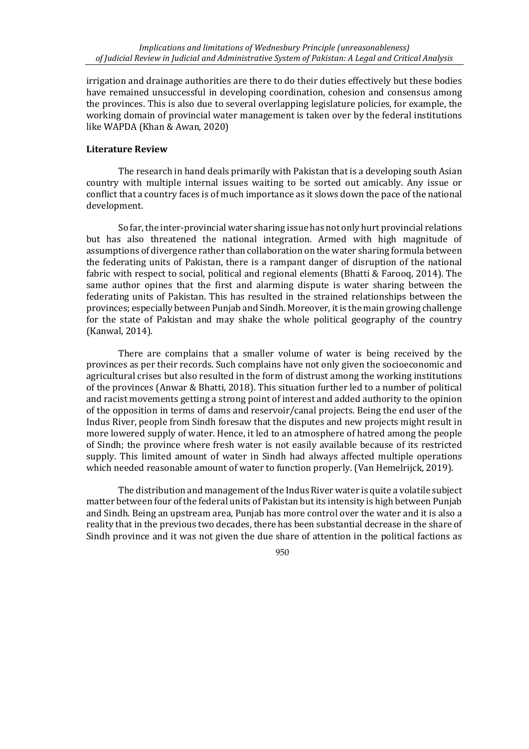irrigation and drainage authorities are there to do their duties effectively but these bodies have remained unsuccessful in developing coordination, cohesion and consensus among the provinces. This is also due to several overlapping legislature policies, for example, the working domain of provincial water management is taken over by the federal institutions like WAPDA (Khan & Awan, 2020)

## Literature Review

The research in hand deals primarily with Pakistan that is a developing south Asian country with multiple internal issues waiting to be sorted out amicably. Any issue or conflict that a country faces is of much importance as it slows down the pace of the national development.

So far, the inter-provincial water sharing issue has not only hurt provincial relations but has also threatened the national integration. Armed with high magnitude of assumptions of divergence rather than collaboration on the water sharing formula between the federating units of Pakistan, there is a rampant danger of disruption of the national fabric with respect to social, political and regional elements (Bhatti & Farooq, 2014). The same author opines that the first and alarming dispute is water sharing between the federating units of Pakistan. This has resulted in the strained relationships between the provinces; especially between Punjab and Sindh. Moreover, it is the main growing challenge for the state of Pakistan and may shake the whole political geography of the country (Kanwal, 2014).

There are complains that a smaller volume of water is being received by the provinces as per their records. Such complains have not only given the socioeconomic and agricultural crises but also resulted in the form of distrust among the working institutions of the provinces (Anwar & Bhatti, 2018). This situation further led to a number of political and racist movements getting a strong point of interest and added authority to the opinion of the opposition in terms of dams and reservoir/canal projects. Being the end user of the Indus River, people from Sindh foresaw that the disputes and new projects might result in more lowered supply of water. Hence, it led to an atmosphere of hatred among the people of Sindh; the province where fresh water is not easily available because of its restricted supply. This limited amount of water in Sindh had always affected multiple operations which needed reasonable amount of water to function properly. (Van Hemelrijck, 2019).

The distribution and management of the Indus River water is quite a volatile subject matter between four of the federal units of Pakistan but its intensity is high between Punjab and Sindh. Being an upstream area, Punjab has more control over the water and it is also a reality that in the previous two decades, there has been substantial decrease in the share of Sindh province and it was not given the due share of attention in the political factions as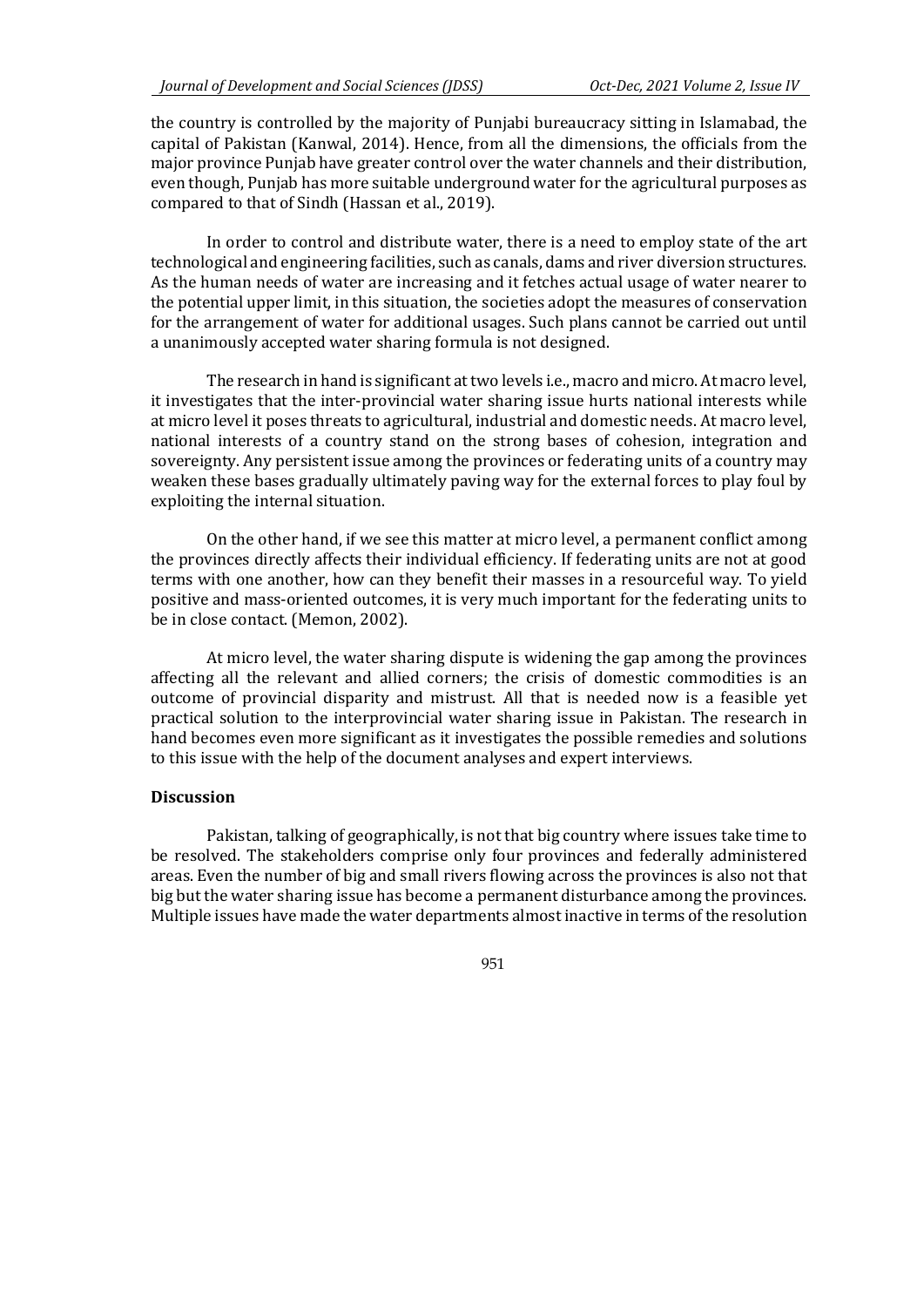the country is controlled by the majority of Punjabi bureaucracy sitting in Islamabad, the capital of Pakistan (Kanwal, 2014). Hence, from all the dimensions, the officials from the major province Punjab have greater control over the water channels and their distribution, even though, Punjab has more suitable underground water for the agricultural purposes as compared to that of Sindh (Hassan et al., 2019).

In order to control and distribute water, there is a need to employ state of the art technological and engineering facilities, such as canals, dams and river diversion structures. As the human needs of water are increasing and it fetches actual usage of water nearer to the potential upper limit, in this situation, the societies adopt the measures of conservation for the arrangement of water for additional usages. Such plans cannot be carried out until a unanimously accepted water sharing formula is not designed.

The research in hand is significant at two levels i.e., macro and micro. At macro level, it investigates that the inter-provincial water sharing issue hurts national interests while at micro level it poses threats to agricultural, industrial and domestic needs. At macro level, national interests of a country stand on the strong bases of cohesion, integration and sovereignty. Any persistent issue among the provinces or federating units of a country may weaken these bases gradually ultimately paving way for the external forces to play foul by exploiting the internal situation.

On the other hand, if we see this matter at micro level, a permanent conflict among the provinces directly affects their individual efficiency. If federating units are not at good terms with one another, how can they benefit their masses in a resourceful way. To yield positive and mass-oriented outcomes, it is very much important for the federating units to be in close contact. (Memon, 2002).

At micro level, the water sharing dispute is widening the gap among the provinces affecting all the relevant and allied corners; the crisis of domestic commodities is an outcome of provincial disparity and mistrust. All that is needed now is a feasible yet practical solution to the interprovincial water sharing issue in Pakistan. The research in hand becomes even more significant as it investigates the possible remedies and solutions to this issue with the help of the document analyses and expert interviews.

## Discussion

Pakistan, talking of geographically, is not that big country where issues take time to be resolved. The stakeholders comprise only four provinces and federally administered areas. Even the number of big and small rivers flowing across the provinces is also not that big but the water sharing issue has become a permanent disturbance among the provinces. Multiple issues have made the water departments almost inactive in terms of the resolution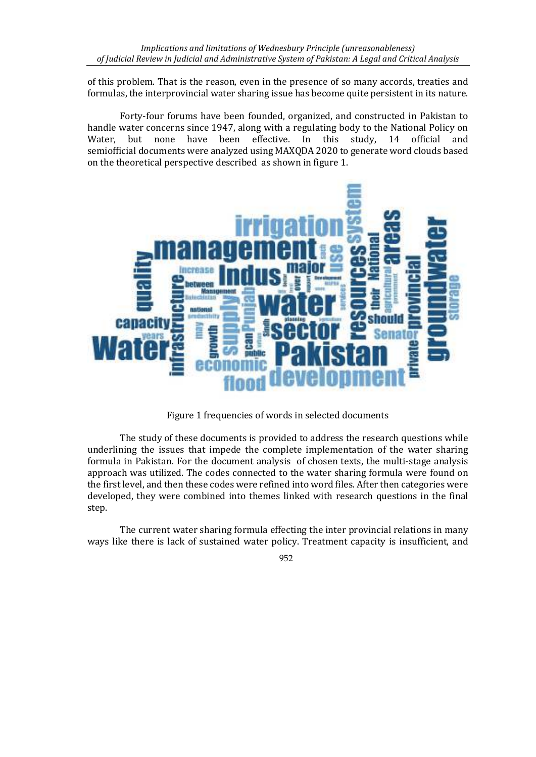of this problem. That is the reason, even in the presence of so many accords, treaties and formulas, the interprovincial water sharing issue has become quite persistent in its nature.

Forty-four forums have been founded, organized, and constructed in Pakistan to handle water concerns since 1947, along with a regulating body to the National Policy on Water, but none have been effective. In this study, 14 official and semiofficial documents were analyzed using MAXQDA 2020 to generate word clouds based on the theoretical perspective described as shown in figure 1.

Figure 1 frequencies of words in selected documents

The study of these documents is provided to address the research questions while underlining the issues that impede the complete implementation of the water sharing formula in Pakistan. For the document analysis of chosen texts, the multi-stage analysis approach was utilized. The codes connected to the water sharing formula were found on the first level, and then these codes were refined into word files. After then categories were developed, they were combined into themes linked with research questions in the final step.

The current water sharing formula effecting the inter provincial relations in many ways like there is lack of sustained water policy. Treatment capacity is insufficient, and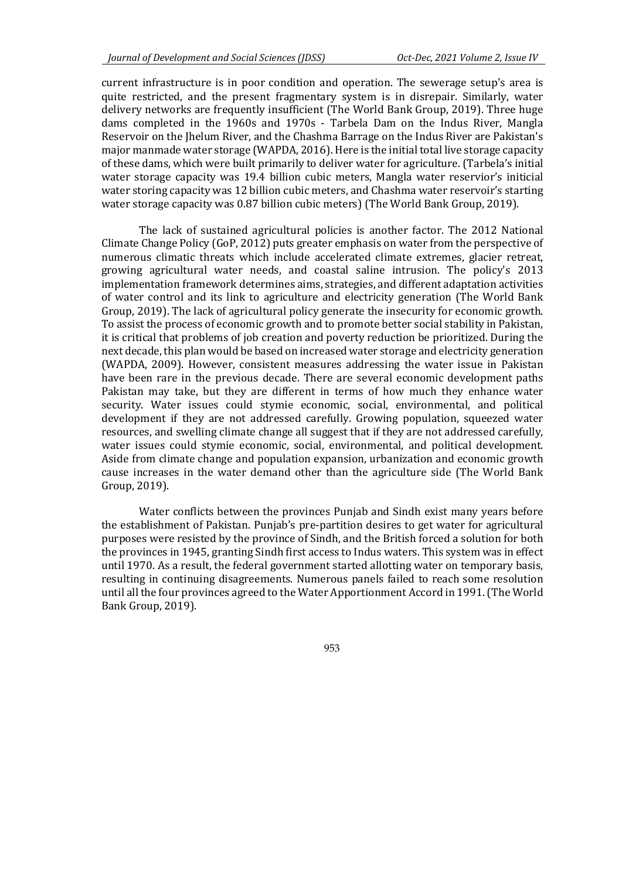current infrastructure is in poor condition and operation. The sewerage setup's area is quite restricted, and the present fragmentary system is in disrepair. Similarly, water delivery networks are frequently insufficient (The World Bank Group, 2019). Three huge dams completed in the 1960s and 1970s - Tarbela Dam on the Indus River, Mangla Reservoir on the Jhelum River, and the Chashma Barrage on the Indus River are Pakistan's major manmade water storage (WAPDA, 2016). Here is the initial total live storage capacity of these dams, which were built primarily to deliver water for agriculture. (Tarbela's initial water storage capacity was 19.4 billion cubic meters, Mangla water reservior's initicial water storing capacity was 12 billion cubic meters, and Chashma water reservoir's starting water storage capacity was 0.87 billion cubic meters) (The World Bank Group, 2019).

The lack of sustained agricultural policies is another factor. The 2012 National Climate Change Policy (GoP, 2012) puts greater emphasis on water from the perspective of numerous climatic threats which include accelerated climate extremes, glacier retreat, growing agricultural water needs, and coastal saline intrusion. The policy's 2013 implementation framework determines aims, strategies, and different adaptation activities of water control and its link to agriculture and electricity generation (The World Bank Group, 2019). The lack of agricultural policy generate the insecurity for economic growth. To assist the process of economic growth and to promote better social stability in Pakistan, it is critical that problems of job creation and poverty reduction be prioritized. During the next decade, this plan would be based on increased water storage and electricity generation (WAPDA, 2009). However, consistent measures addressing the water issue in Pakistan have been rare in the previous decade. There are several economic development paths Pakistan may take, but they are different in terms of how much they enhance water security. Water issues could stymie economic, social, environmental, and political development if they are not addressed carefully. Growing population, squeezed water resources, and swelling climate change all suggest that if they are not addressed carefully, water issues could stymie economic, social, environmental, and political development. Aside from climate change and population expansion, urbanization and economic growth cause increases in the water demand other than the agriculture side (The World Bank Group, 2019).

Water conflicts between the provinces Punjab and Sindh exist many years before the establishment of Pakistan. Punjab's pre-partition desires to get water for agricultural purposes were resisted by the province of Sindh, and the British forced a solution for both the provinces in 1945, granting Sindh first access to Indus waters. This system was in effect until 1970. As a result, the federal government started allotting water on temporary basis, resulting in continuing disagreements. Numerous panels failed to reach some resolution until all the four provinces agreed to the Water Apportionment Accord in 1991. (The World Bank Group, 2019).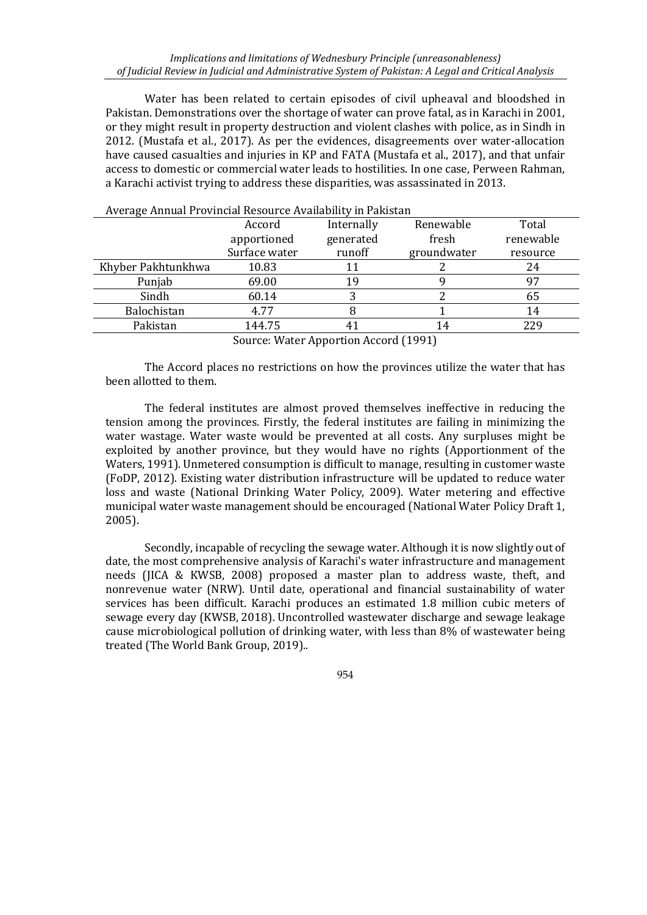Water has been related to certain episodes of civil upheaval and bloodshed in Pakistan. Demonstrations over the shortage of water can prove fatal, as in Karachi in 2001, or they might result in property destruction and violent clashes with police, as in Sindh in 2012. (Mustafa et al., 2017). As per the evidences, disagreements over water-allocation have caused casualties and injuries in KP and FATA (Mustafa et al., 2017), and that unfair access to domestic or commercial water leads to hostilities. In one case, Perween Rahman, a Karachi activist trying to address these disparities, was assassinated in 2013.

Average Annual Provincial Resource Availability in Pakistan

| | Accord apportioned Surface water | Internally generated runoff | Renewable fresh groundwater | Total renewable resource |
|---|---|---|---|---|
| Khyber Pakhtunkhwa | 10.83 | 11 | 2 | 24 |
| Punjab | 69.00 | 19 | 9 | 97 |
| Sindh | 60.14 | 3 | 2 | 65 |
| Balochistan | 4.77 | 8 | 1 | 14 |
| Pakistan | 144.75 | 41 | 14 | 229 |

Source: Water Apportion Accord (1991)

The Accord places no restrictions on how the provinces utilize the water that has been allotted to them.

The federal institutes are almost proved themselves ineffective in reducing the tension among the provinces. Firstly, the federal institutes are failing in minimizing the water wastage. Water waste would be prevented at all costs. Any surpluses might be exploited by another province, but they would have no rights (Apportionment of the Waters, 1991). Unmetered consumption is difficult to manage, resulting in customer waste (FoDP, 2012). Existing water distribution infrastructure will be updated to reduce water loss and waste (National Drinking Water Policy, 2009). Water metering and effective municipal water waste management should be encouraged (National Water Policy Draft 1, 2005).

Secondly, incapable of recycling the sewage water. Although it is now slightly out of date, the most comprehensive analysis of Karachi's water infrastructure and management needs (JICA & KWSB, 2008) proposed a master plan to address waste, theft, and nonrevenue water (NRW). Until date, operational and financial sustainability of water services has been difficult. Karachi produces an estimated 1.8 million cubic meters of sewage every day (KWSB, 2018). Uncontrolled wastewater discharge and sewage leakage cause microbiological pollution of drinking water, with less than 8% of wastewater being treated (The World Bank Group, 2019)..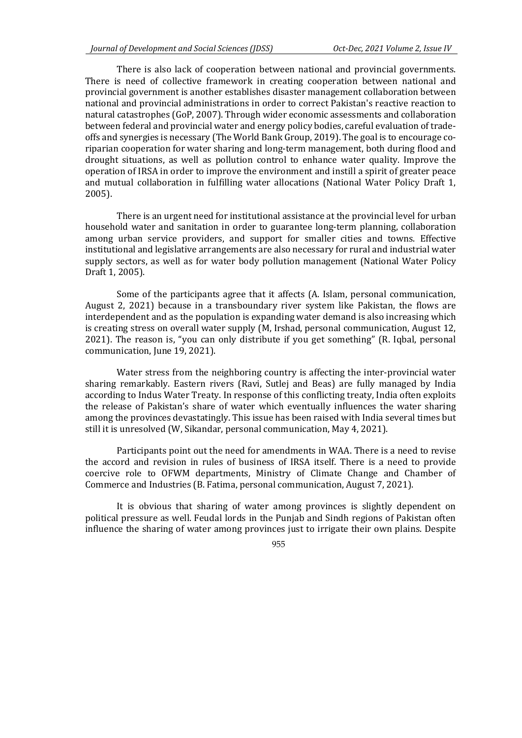There is also lack of cooperation between national and provincial governments. There is need of collective framework in creating cooperation between national and provincial government is another establishes disaster management collaboration between national and provincial administrations in order to correct Pakistan's reactive reaction to natural catastrophes (GoP, 2007). Through wider economic assessments and collaboration between federal and provincial water and energy policy bodies, careful evaluation of trade-offs and synergies is necessary (The World Bank Group, 2019). The goal is to encourage co-riparian cooperation for water sharing and long-term management, both during flood and drought situations, as well as pollution control to enhance water quality. Improve the operation of IRSA in order to improve the environment and instill a spirit of greater peace and mutual collaboration in fulfilling water allocations (National Water Policy Draft 1, 2005).

There is an urgent need for institutional assistance at the provincial level for urban household water and sanitation in order to guarantee long-term planning, collaboration among urban service providers, and support for smaller cities and towns. Effective institutional and legislative arrangements are also necessary for rural and industrial water supply sectors, as well as for water body pollution management (National Water Policy Draft 1, 2005).

Some of the participants agree that it affects (A. Islam, personal communication, August 2, 2021) because in a transboundary river system like Pakistan, the flows are interdependent and as the population is expanding water demand is also increasing which is creating stress on overall water supply (M, Irshad, personal communication, August 12, 2021). The reason is, "you can only distribute if you get something" (R. Iqbal, personal communication, June 19, 2021).

Water stress from the neighboring country is affecting the inter-provincial water sharing remarkably. Eastern rivers (Ravi, Sutlej and Beas) are fully managed by India according to Indus Water Treaty. In response of this conflicting treaty, India often exploits the release of Pakistan's share of water which eventually influences the water sharing among the provinces devastatingly. This issue has been raised with India several times but still it is unresolved (W, Sikandar, personal communication, May 4, 2021).

Participants point out the need for amendments in WAA. There is a need to revise the accord and revision in rules of business of IRSA itself. There is a need to provide coercive role to OFWM departments, Ministry of Climate Change and Chamber of Commerce and Industries (B. Fatima, personal communication, August 7, 2021).

It is obvious that sharing of water among provinces is slightly dependent on political pressure as well. Feudal lords in the Punjab and Sindh regions of Pakistan often influence the sharing of water among provinces just to irrigate their own plains. Despite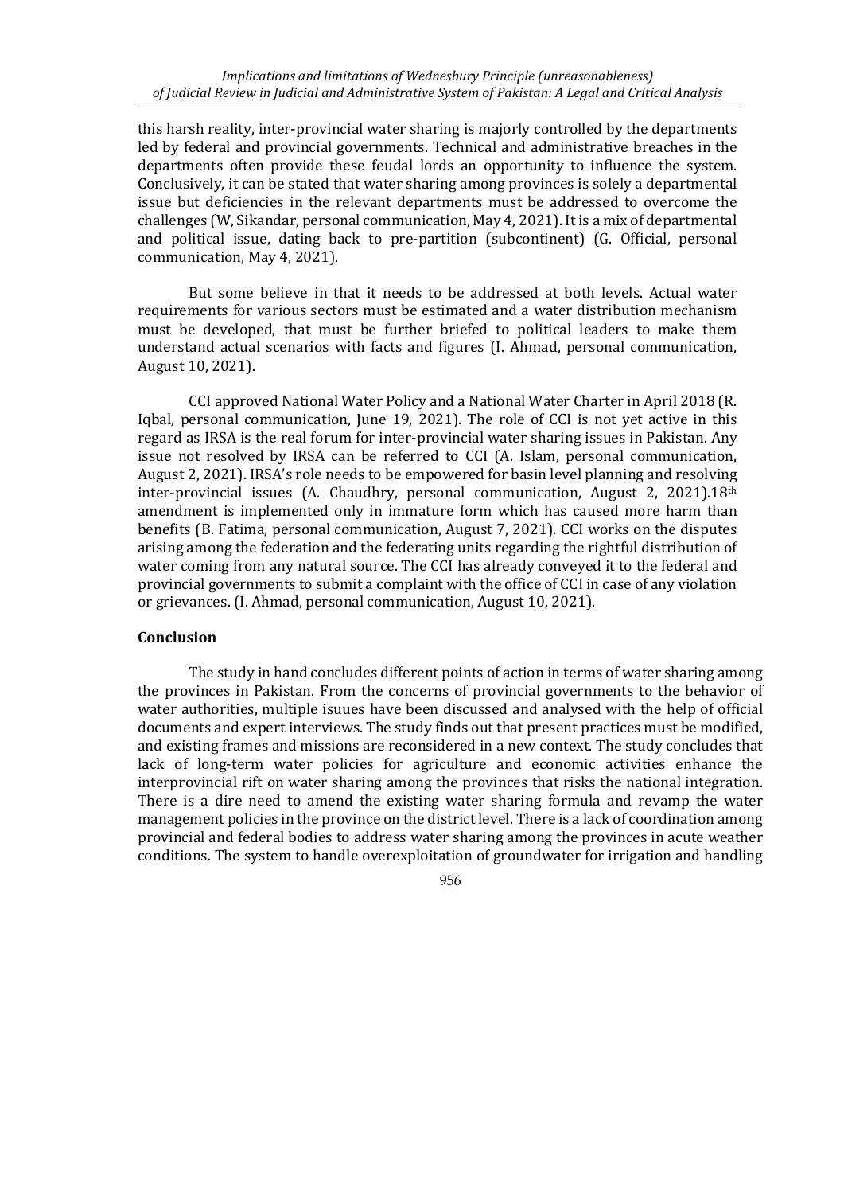this harsh reality, inter-provincial water sharing is majorly controlled by the departments led by federal and provincial governments. Technical and administrative breaches in the departments often provide these feudal lords an opportunity to influence the system. Conclusively, it can be stated that water sharing among provinces is solely a departmental issue but deficiencies in the relevant departments must be addressed to overcome the challenges (W, Sikandar, personal communication, May 4, 2021). It is a mix of departmental and political issue, dating back to pre-partition (subcontinent) (G. Official, personal communication, May 4, 2021).

But some believe in that it needs to be addressed at both levels. Actual water requirements for various sectors must be estimated and a water distribution mechanism must be developed, that must be further briefed to political leaders to make them understand actual scenarios with facts and figures (I. Ahmad, personal communication, August 10, 2021).

CCI approved National Water Policy and a National Water Charter in April 2018 (R. Iqbal, personal communication, June 19, 2021). The role of CCI is not yet active in this regard as IRSA is the real forum for inter-provincial water sharing issues in Pakistan. Any issue not resolved by IRSA can be referred to CCI (A. Islam, personal communication, August 2, 2021). IRSA's role needs to be empowered for basin level planning and resolving inter-provincial issues (A. Chaudhry, personal communication, August 2, 2021).18th amendment is implemented only in immature form which has caused more harm than benefits (B. Fatima, personal communication, August 7, 2021). CCI works on the disputes arising among the federation and the federating units regarding the rightful distribution of water coming from any natural source. The CCI has already conveyed it to the federal and provincial governments to submit a complaint with the office of CCI in case of any violation or grievances. (I. Ahmad, personal communication, August 10, 2021).

## Conclusion

The study in hand concludes different points of action in terms of water sharing among the provinces in Pakistan. From the concerns of provincial governments to the behavior of water authorities, multiple isuues have been discussed and analysed with the help of official documents and expert interviews. The study finds out that present practices must be modified, and existing frames and missions are reconsidered in a new context. The study concludes that lack of long-term water policies for agriculture and economic activities enhance the interprovincial rift on water sharing among the provinces that risks the national integration. There is a dire need to amend the existing water sharing formula and revamp the water management policies in the province on the district level. There is a lack of coordination among provincial and federal bodies to address water sharing among the provinces in acute weather conditions. The system to handle overexploitation of groundwater for irrigation and handling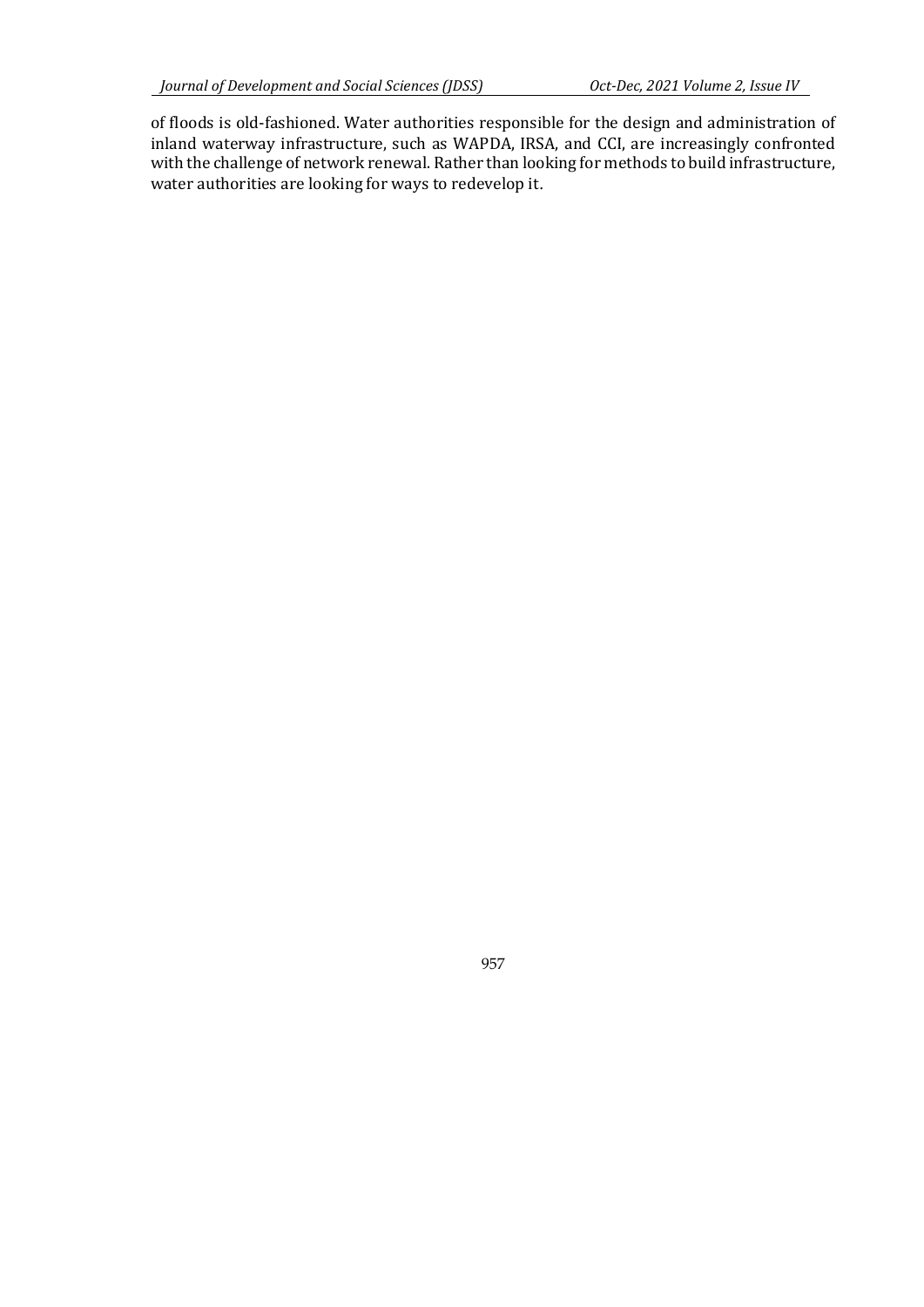of floods is old-fashioned. Water authorities responsible for the design and administration of inland waterway infrastructure, such as WAPDA, IRSA, and CCI, are increasingly confronted with the challenge of network renewal. Rather than looking for methods to build infrastructure, water authorities are looking for ways to redevelop it.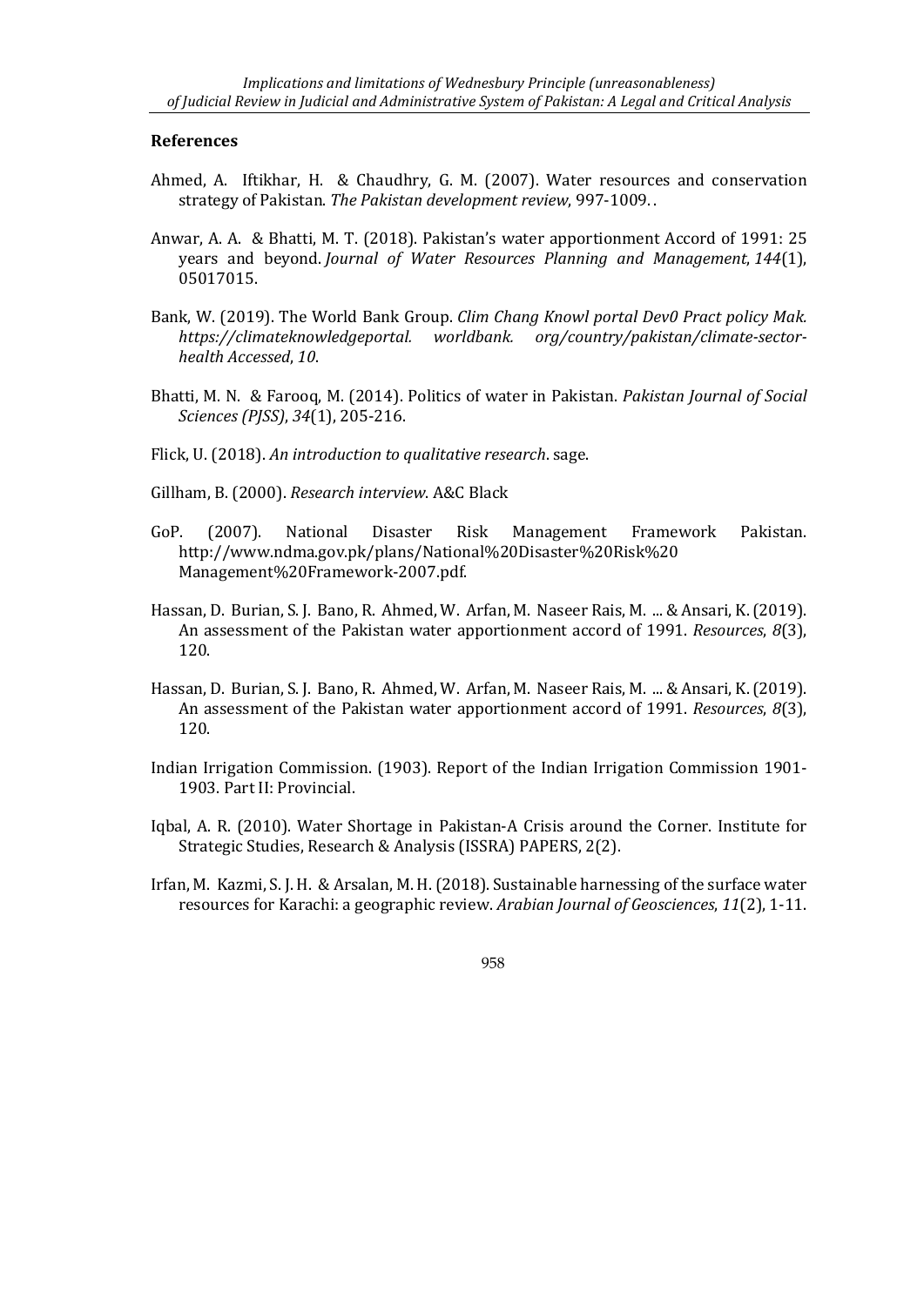## References

Ahmed, A. Iftikhar, H. & Chaudhry, G. M. (2007). Water resources and conservation strategy of Pakistan. *The Pakistan development review*, 997-1009. .

Anwar, A. A. & Bhatti, M. T. (2018). Pakistan's water apportionment Accord of 1991: 25 years and beyond. *Journal of Water Resources Planning and Management*, *144*(1), 05017015.

Bank, W. (2019). The World Bank Group. *Clim Chang Knowl portal Dev0 Pract policy Mak. https://climateknowledgeportal. worldbank. org/country/pakistan/climate-sector-health Accessed*, *10*.

Bhatti, M. N. & Farooq, M. (2014). Politics of water in Pakistan. *Pakistan Journal of Social Sciences (PJSS)*, *34*(1), 205-216.

Flick, U. (2018). *An introduction to qualitative research*. sage.

Gillham, B. (2000). *Research interview*. A&C Black

GoP. (2007). National Disaster Risk Management Framework Pakistan. http://www.ndma.gov.pk/plans/National%20Disaster%20Risk%20 Management%20Framework-2007.pdf.

Hassan, D. Burian, S. J. Bano, R. Ahmed, W. Arfan, M. Naseer Rais, M. ... & Ansari, K. (2019). An assessment of the Pakistan water apportionment accord of 1991. *Resources*, *8*(3), 120.

Hassan, D. Burian, S. J. Bano, R. Ahmed, W. Arfan, M. Naseer Rais, M. ... & Ansari, K. (2019). An assessment of the Pakistan water apportionment accord of 1991. *Resources*, *8*(3), 120.

Indian Irrigation Commission. (1903). Report of the Indian Irrigation Commission 1901-1903. Part II: Provincial.

Iqbal, A. R. (2010). Water Shortage in Pakistan-A Crisis around the Corner. Institute for Strategic Studies, Research & Analysis (ISSRA) PAPERS, 2(2).

Irfan, M. Kazmi, S. J. H. & Arsalan, M. H. (2018). Sustainable harnessing of the surface water resources for Karachi: a geographic review. *Arabian Journal of Geosciences*, *11*(2), 1-11.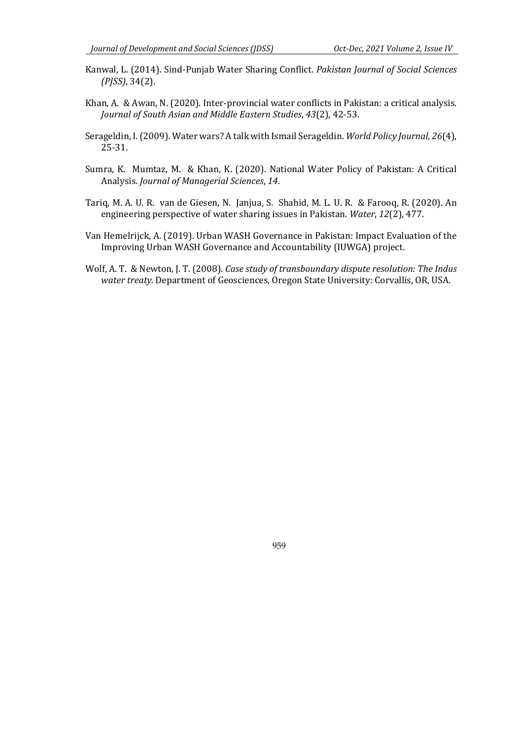Kanwal, L. (2014). Sind-Punjab Water Sharing Conflict. *Pakistan Journal of Social Sciences (PJSS)*, 34(2).

Khan, A. & Awan, N. (2020). Inter-provincial water conflicts in Pakistan: a critical analysis. *Journal of South Asian and Middle Eastern Studies*, *43*(2), 42-53.

Serageldin, I. (2009). Water wars? A talk with Ismail Serageldin. *World Policy Journal*, *26*(4), 25-31.

Sumra, K. Mumtaz, M. & Khan, K. (2020). National Water Policy of Pakistan: A Critical Analysis. *Journal of Managerial Sciences*, *14*.

Tariq, M. A. U. R. van de Giesen, N. Janjua, S. Shahid, M. L. U. R. & Farooq, R. (2020). An engineering perspective of water sharing issues in Pakistan. *Water*, *12*(2), 477.

Van Hemelrijck, A. (2019). Urban WASH Governance in Pakistan: Impact Evaluation of the Improving Urban WASH Governance and Accountability (IUWGA) project.

Wolf, A. T. & Newton, J. T. (2008). *Case study of transboundary dispute resolution: The Indus water treaty.* Department of Geosciences, Oregon State University: Corvallis, OR, USA.